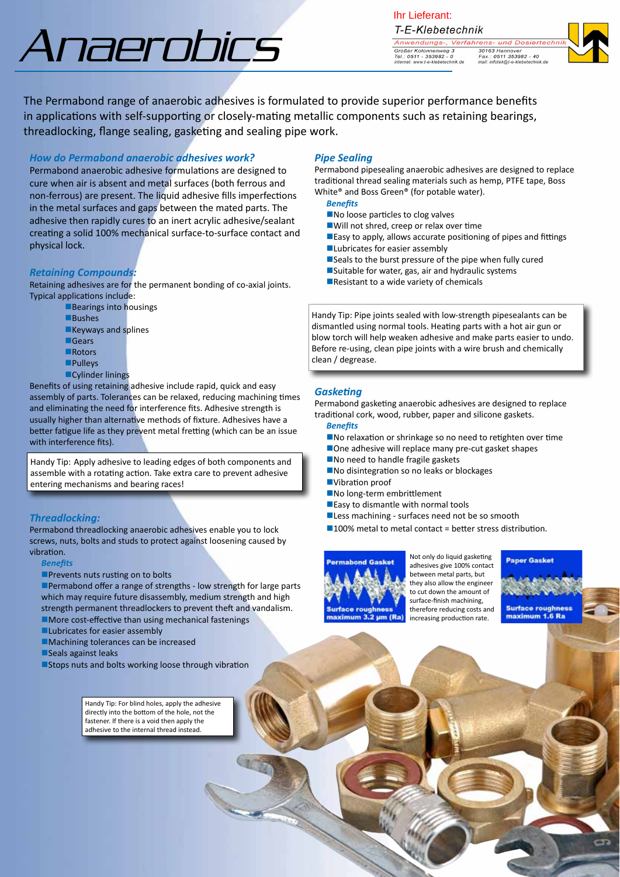# Anaerobics

Ihr Lieferant:
T-E-Klebetechnik
Anwendungs-, Verfahrens- und Dosiertechnik
Großer Kolonnenweg 3 30163 Hannover
Tel.: 0511 - 353982 - 0 Fax.: 0511 353982 - 40
internet: www.t-e-klebetechnik.de mail: infotek@t-e-klebetechnik.de

The Permabond range of anaerobic adhesives is formulated to provide superior performance benefits in applications with self-supporting or closely-mating metallic components such as retaining bearings, threadlocking, flange sealing, gasketing and sealing pipe work.

### *How do Permabond anaerobic adhesives work?*

Permabond anaerobic adhesive formulations are designed to cure when air is absent and metal surfaces (both ferrous and non-ferrous) are present. The liquid adhesive fills imperfections in the metal surfaces and gaps between the mated parts. The adhesive then rapidly cures to an inert acrylic adhesive/sealant creating a solid 100% mechanical surface-to-surface contact and physical lock.

### *Retaining Compounds:*

Retaining adhesives are for the permanent bonding of co-axial joints. Typical applications include:

- Bearings into housings
- Bushes
- Keyways and splines
- Gears
- Rotors
- Pulleys
- Cylinder linings

Benefits of using retaining adhesive include rapid, quick and easy assembly of parts. Tolerances can be relaxed, reducing machining times and eliminating the need for interference fits. Adhesive strength is usually higher than alternative methods of fixture. Adhesives have a better fatigue life as they prevent metal fretting (which can be an issue with interference fits).

> Handy Tip: Apply adhesive to leading edges of both components and assemble with a rotating action. Take extra care to prevent adhesive entering mechanisms and bearing races!

### *Threadlocking:*

Permabond threadlocking anaerobic adhesives enable you to lock screws, nuts, bolts and studs to protect against loosening caused by vibration.

***Benefits***

- Prevents nuts rusting on to bolts
- Permabond offer a range of strengths - low strength for large parts which may require future disassembly, medium strength and high strength permanent threadlockers to prevent theft and vandalism.
- More cost-effective than using mechanical fastenings
- Lubricates for easier assembly
- Machining tolerances can be increased
- Seals against leaks
- Stops nuts and bolts working loose through vibration

> Handy Tip: For blind holes, apply the adhesive directly into the bottom of the hole, not the fastener. If there is a void then apply the adhesive to the internal thread instead.

### *Pipe Sealing*

Permabond pipesealing anaerobic adhesives are designed to replace traditional thread sealing materials such as hemp, PTFE tape, Boss White® and Boss Green® (for potable water).

***Benefits***

- No loose particles to clog valves
- Will not shred, creep or relax over time
- Easy to apply, allows accurate positioning of pipes and fittings
- Lubricates for easier assembly
- Seals to the burst pressure of the pipe when fully cured
- Suitable for water, gas, air and hydraulic systems
- Resistant to a wide variety of chemicals

> Handy Tip: Pipe joints sealed with low-strength pipesealants can be dismantled using normal tools. Heating parts with a hot air gun or blow torch will help weaken adhesive and make parts easier to undo. Before re-using, clean pipe joints with a wire brush and chemically clean / degrease.

### *Gasketing*

Permabond gasketing anaerobic adhesives are designed to replace traditional cork, wood, rubber, paper and silicone gaskets.

***Benefits***

- No relaxation or shrinkage so no need to retighten over time
- One adhesive will replace many pre-cut gasket shapes
- No need to handle fragile gaskets
- No disintegration so no leaks or blockages
- Vibration proof
- No long-term embrittlement
- Easy to dismantle with normal tools
- Less machining - surfaces need not be so smooth
- 100% metal to metal contact = better stress distribution.

Permabond Gasket – Surface roughness maximum 3.2 µm (Ra)

Not only do liquid gasketing adhesives give 100% contact between metal parts, but they also allow the engineer to cut down the amount of surface-finish machining, therefore reducing costs and increasing production rate.

Paper Gasket – Surface roughness maximum 1.6 Ra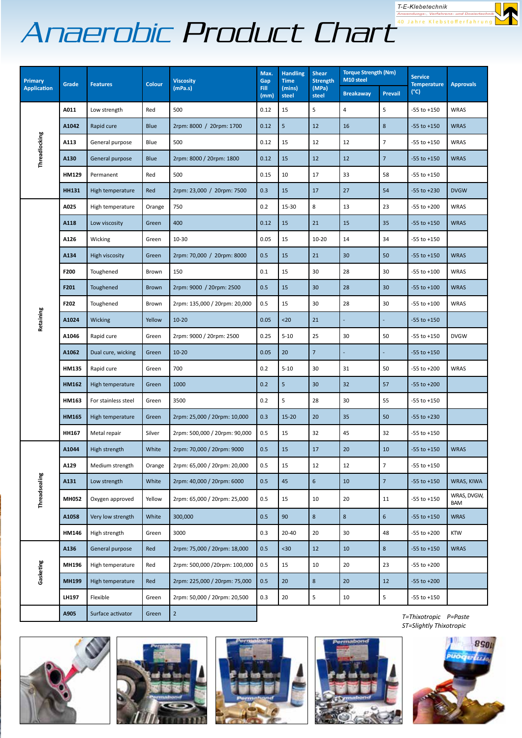# Anaerobic Product Chart

| Primary Application | Grade | Features | Colour | Viscosity (mPa.s) | Max. Gap Fill (mm) | Handling Time (mins) steel | Shear Strength (MPa) steel | Torque Strength (Nm) M10 steel | | Service Temperature (°C) | Approvals |
|---|---|---|---|---|---|---|---|---|---|---|---|
| | | | | | | | | Breakaway | Prevail | | |
| Threadlocking | A011 | Low strength | Red | 500 | 0.12 | 15 | 5 | 4 | 5 | -55 to +150 | WRAS |
| | A1042 | Rapid cure | Blue | 2rpm: 8000 / 20rpm: 1700 | 0.12 | 5 | 12 | 16 | 8 | -55 to +150 | WRAS |
| | A113 | General purpose | Blue | 500 | 0.12 | 15 | 12 | 12 | 7 | -55 to +150 | WRAS |
| | A130 | General purpose | Blue | 2rpm: 8000 / 20rpm: 1800 | 0.12 | 15 | 12 | 12 | 7 | -55 to +150 | WRAS |
| | HM129 | Permanent | Red | 500 | 0.15 | 10 | 17 | 33 | 58 | -55 to +150 | |
| | HH131 | High temperature | Red | 2rpm: 23,000 / 20rpm: 7500 | 0.3 | 15 | 17 | 27 | 54 | -55 to +230 | DVGW |
| Retaining | A025 | High temperature | Orange | 750 | 0.2 | 15-30 | 8 | 13 | 23 | -55 to +200 | WRAS |
| | A118 | Low viscosity | Green | 400 | 0.12 | 15 | 21 | 15 | 35 | -55 to +150 | WRAS |
| | A126 | Wicking | Green | 10-30 | 0.05 | 15 | 10-20 | 14 | 34 | -55 to +150 | |
| | A134 | High viscosity | Green | 2rpm: 70,000 / 20rpm: 8000 | 0.5 | 15 | 21 | 30 | 50 | -55 to +150 | WRAS |
| | F200 | Toughened | Brown | 150 | 0.1 | 15 | 30 | 28 | 30 | -55 to +100 | WRAS |
| | F201 | Toughened | Brown | 2rpm: 9000 / 20rpm: 2500 | 0.5 | 15 | 30 | 28 | 30 | -55 to +100 | WRAS |
| | F202 | Toughened | Brown | 2rpm: 135,000 / 20rpm: 20,000 | 0.5 | 15 | 30 | 28 | 30 | -55 to +100 | WRAS |
| | A1024 | Wicking | Yellow | 10-20 | 0.05 | <20 | 21 | - | - | -55 to +150 | |
| | A1046 | Rapid cure | Green | 2rpm: 9000 / 20rpm: 2500 | 0.25 | 5-10 | 25 | 30 | 50 | -55 to +150 | DVGW |
| | A1062 | Dual cure, wicking | Green | 10-20 | 0.05 | 20 | 7 | - | - | -55 to +150 | |
| | HM135 | Rapid cure | Green | 700 | 0.2 | 5-10 | 30 | 31 | 50 | -55 to +200 | WRAS |
| | HM162 | High temperature | Green | 1000 | 0.2 | 5 | 30 | 32 | 57 | -55 to +200 | |
| | HM163 | For stainless steel | Green | 3500 | 0.2 | 5 | 28 | 30 | 55 | -55 to +150 | |
| | HM165 | High temperature | Green | 2rpm: 25,000 / 20rpm: 10,000 | 0.3 | 15-20 | 20 | 35 | 50 | -55 to +230 | |
| | HH167 | Metal repair | Silver | 2rpm: 500,000 / 20rpm: 90,000 | 0.5 | 15 | 32 | 45 | 32 | -55 to +150 | |
| Threadsealing | A1044 | High strength | White | 2rpm: 70,000 / 20rpm: 9000 | 0.5 | 15 | 17 | 20 | 10 | -55 to +150 | WRAS |
| | A129 | Medium strength | Orange | 2rpm: 65,000 / 20rpm: 20,000 | 0.5 | 15 | 12 | 12 | 7 | -55 to +150 | |
| | A131 | Low strength | White | 2rpm: 40,000 / 20rpm: 6000 | 0.5 | 45 | 6 | 10 | 7 | -55 to +150 | WRAS, KIWA |
| | MH052 | Oxygen approved | Yellow | 2rpm: 65,000 / 20rpm: 25,000 | 0.5 | 15 | 10 | 20 | 11 | -55 to +150 | WRAS, DVGW, BAM |
| | A1058 | Very low strength | White | 300,000 | 0.5 | 90 | 8 | 8 | 6 | -55 to +150 | WRAS |
| | HM146 | High strength | Green | 3000 | 0.3 | 20-40 | 20 | 30 | 48 | -55 to +200 | KTW |
| Gasketing | A136 | General purpose | Red | 2rpm: 75,000 / 20rpm: 18,000 | 0.5 | <30 | 12 | 10 | 8 | -55 to +150 | WRAS |
| | MH196 | High temperature | Red | 2rpm: 500,000 /20rpm: 100,000 | 0.5 | 15 | 10 | 20 | 23 | -55 to +200 | |
| | MH199 | High temperature | Red | 2rpm: 225,000 / 20rpm: 75,000 | 0.5 | 20 | 8 | 20 | 12 | -55 to +200 | |
| | LH197 | Flexible | Green | 2rpm: 50,000 / 20rpm: 20,500 | 0.3 | 20 | 5 | 10 | 5 | -55 to +150 | |
| | A905 | Surface activator | Green | 2 | | | | | | | |

*T=Thixotropic P=Paste*
*ST=Slightly Thixotropic*